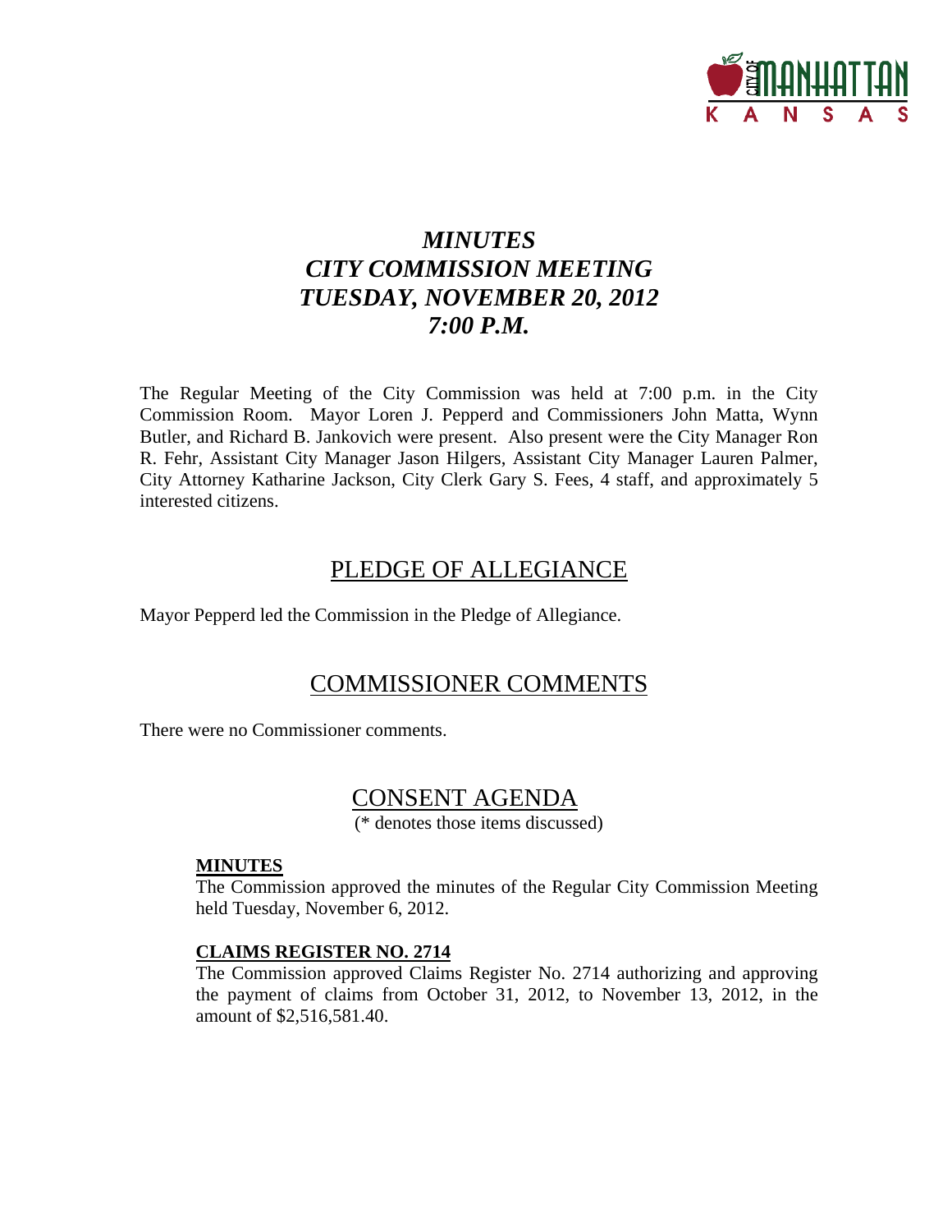# *MINUTES*
# *CITY COMMISSION MEETING*
# *TUESDAY, NOVEMBER 20, 2012*
# *7:00 P.M.*

The Regular Meeting of the City Commission was held at 7:00 p.m. in the City Commission Room. Mayor Loren J. Pepperd and Commissioners John Matta, Wynn Butler, and Richard B. Jankovich were present. Also present were the City Manager Ron R. Fehr, Assistant City Manager Jason Hilgers, Assistant City Manager Lauren Palmer, City Attorney Katharine Jackson, City Clerk Gary S. Fees, 4 staff, and approximately 5 interested citizens.

## PLEDGE OF ALLEGIANCE

Mayor Pepperd led the Commission in the Pledge of Allegiance.

## COMMISSIONER COMMENTS

There were no Commissioner comments.

## CONSENT AGENDA

(* denotes those items discussed)

### MINUTES

The Commission approved the minutes of the Regular City Commission Meeting held Tuesday, November 6, 2012.

### CLAIMS REGISTER NO. 2714

The Commission approved Claims Register No. 2714 authorizing and approving the payment of claims from October 31, 2012, to November 13, 2012, in the amount of $2,516,581.40.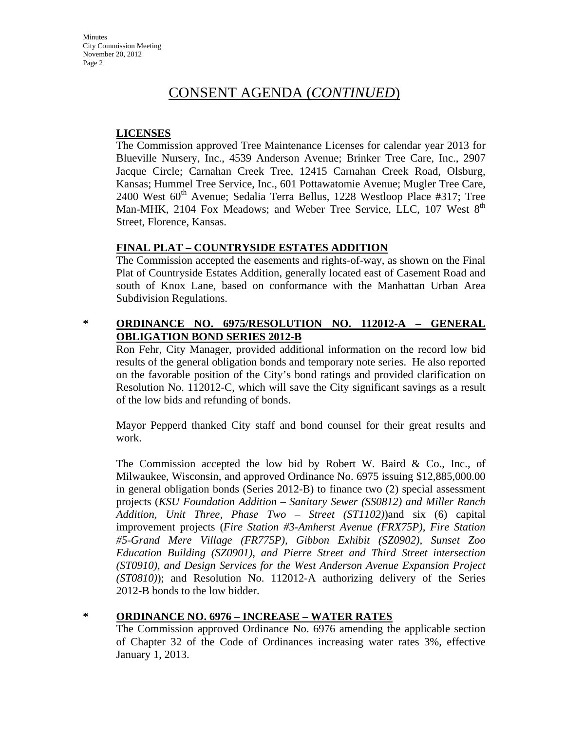# CONSENT AGENDA (*CONTINUED*)

**LICENSES**

The Commission approved Tree Maintenance Licenses for calendar year 2013 for Blueville Nursery, Inc., 4539 Anderson Avenue; Brinker Tree Care, Inc., 2907 Jacque Circle; Carnahan Creek Tree, 12415 Carnahan Creek Road, Olsburg, Kansas; Hummel Tree Service, Inc., 601 Pottawatomie Avenue; Mugler Tree Care, 2400 West 60th Avenue; Sedalia Terra Bellus, 1228 Westloop Place #317; Tree Man-MHK, 2104 Fox Meadows; and Weber Tree Service, LLC, 107 West 8th Street, Florence, Kansas.

**FINAL PLAT – COUNTRYSIDE ESTATES ADDITION**

The Commission accepted the easements and rights-of-way, as shown on the Final Plat of Countryside Estates Addition, generally located east of Casement Road and south of Knox Lane, based on conformance with the Manhattan Urban Area Subdivision Regulations.

\* **ORDINANCE NO. 6975/RESOLUTION NO. 112012-A – GENERAL OBLIGATION BOND SERIES 2012-B**

Ron Fehr, City Manager, provided additional information on the record low bid results of the general obligation bonds and temporary note series. He also reported on the favorable position of the City's bond ratings and provided clarification on Resolution No. 112012-C, which will save the City significant savings as a result of the low bids and refunding of bonds.

Mayor Pepperd thanked City staff and bond counsel for their great results and work.

The Commission accepted the low bid by Robert W. Baird & Co., Inc., of Milwaukee, Wisconsin, and approved Ordinance No. 6975 issuing $12,885,000.00 in general obligation bonds (Series 2012-B) to finance two (2) special assessment projects (*KSU Foundation Addition – Sanitary Sewer (SS0812) and Miller Ranch Addition, Unit Three, Phase Two – Street (ST1102)*)and six (6) capital improvement projects (*Fire Station #3-Amherst Avenue (FRX75P), Fire Station #5-Grand Mere Village (FR775P), Gibbon Exhibit (SZ0902), Sunset Zoo Education Building (SZ0901), and Pierre Street and Third Street intersection (ST0910), and Design Services for the West Anderson Avenue Expansion Project (ST0810)*); and Resolution No. 112012-A authorizing delivery of the Series 2012-B bonds to the low bidder.

\* **ORDINANCE NO. 6976 – INCREASE – WATER RATES**

The Commission approved Ordinance No. 6976 amending the applicable section of Chapter 32 of the Code of Ordinances increasing water rates 3%, effective January 1, 2013.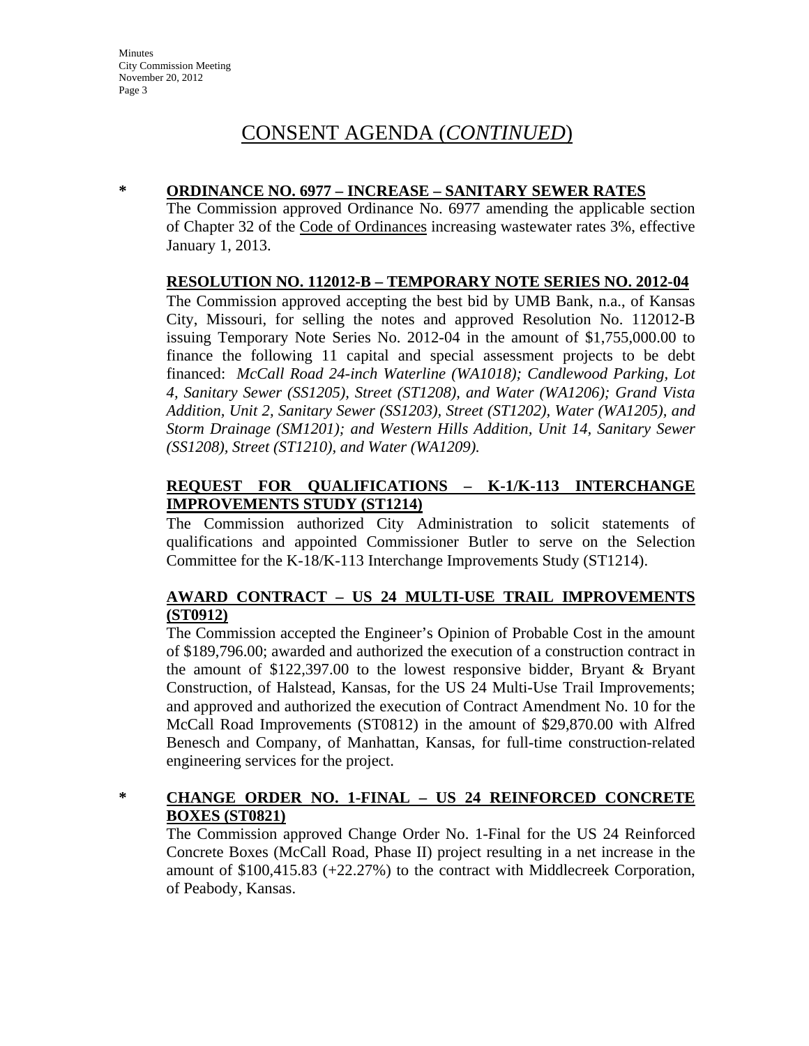# CONSENT AGENDA (*CONTINUED*)

\* **ORDINANCE NO. 6977 – INCREASE – SANITARY SEWER RATES**

The Commission approved Ordinance No. 6977 amending the applicable section of Chapter 32 of the Code of Ordinances increasing wastewater rates 3%, effective January 1, 2013.

**RESOLUTION NO. 112012-B – TEMPORARY NOTE SERIES NO. 2012-04**

The Commission approved accepting the best bid by UMB Bank, n.a., of Kansas City, Missouri, for selling the notes and approved Resolution No. 112012-B issuing Temporary Note Series No. 2012-04 in the amount of $1,755,000.00 to finance the following 11 capital and special assessment projects to be debt financed: *McCall Road 24-inch Waterline (WA1018); Candlewood Parking, Lot 4, Sanitary Sewer (SS1205), Street (ST1208), and Water (WA1206); Grand Vista Addition, Unit 2, Sanitary Sewer (SS1203), Street (ST1202), Water (WA1205), and Storm Drainage (SM1201); and Western Hills Addition, Unit 14, Sanitary Sewer (SS1208), Street (ST1210), and Water (WA1209).*

**REQUEST FOR QUALIFICATIONS – K-1/K-113 INTERCHANGE IMPROVEMENTS STUDY (ST1214)**

The Commission authorized City Administration to solicit statements of qualifications and appointed Commissioner Butler to serve on the Selection Committee for the K-18/K-113 Interchange Improvements Study (ST1214).

**AWARD CONTRACT – US 24 MULTI-USE TRAIL IMPROVEMENTS (ST0912)**

The Commission accepted the Engineer's Opinion of Probable Cost in the amount of $189,796.00; awarded and authorized the execution of a construction contract in the amount of $122,397.00 to the lowest responsive bidder, Bryant & Bryant Construction, of Halstead, Kansas, for the US 24 Multi-Use Trail Improvements; and approved and authorized the execution of Contract Amendment No. 10 for the McCall Road Improvements (ST0812) in the amount of $29,870.00 with Alfred Benesch and Company, of Manhattan, Kansas, for full-time construction-related engineering services for the project.

\* **CHANGE ORDER NO. 1-FINAL – US 24 REINFORCED CONCRETE BOXES (ST0821)**

The Commission approved Change Order No. 1-Final for the US 24 Reinforced Concrete Boxes (McCall Road, Phase II) project resulting in a net increase in the amount of $100,415.83 (+22.27%) to the contract with Middlecreek Corporation, of Peabody, Kansas.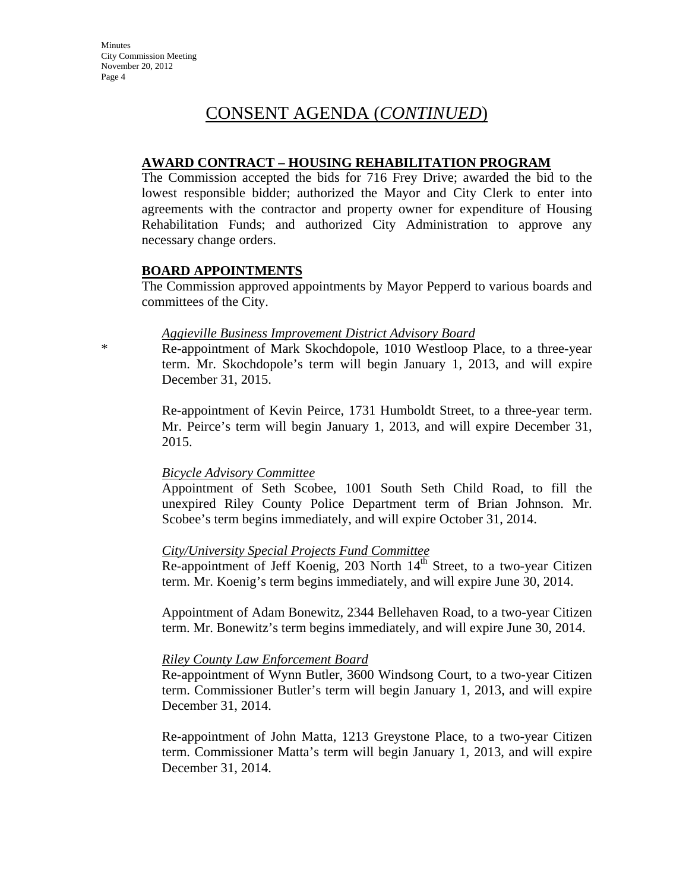# CONSENT AGENDA (*CONTINUED*)

**AWARD CONTRACT – HOUSING REHABILITATION PROGRAM**

The Commission accepted the bids for 716 Frey Drive; awarded the bid to the lowest responsible bidder; authorized the Mayor and City Clerk to enter into agreements with the contractor and property owner for expenditure of Housing Rehabilitation Funds; and authorized City Administration to approve any necessary change orders.

**BOARD APPOINTMENTS**

The Commission approved appointments by Mayor Pepperd to various boards and committees of the City.

*Aggieville Business Improvement District Advisory Board*

\* Re-appointment of Mark Skochdopole, 1010 Westloop Place, to a three-year term. Mr. Skochdopole's term will begin January 1, 2013, and will expire December 31, 2015.

Re-appointment of Kevin Peirce, 1731 Humboldt Street, to a three-year term. Mr. Peirce's term will begin January 1, 2013, and will expire December 31, 2015.

*Bicycle Advisory Committee*

Appointment of Seth Scobee, 1001 South Seth Child Road, to fill the unexpired Riley County Police Department term of Brian Johnson. Mr. Scobee's term begins immediately, and will expire October 31, 2014.

*City/University Special Projects Fund Committee*

Re-appointment of Jeff Koenig, 203 North 14th Street, to a two-year Citizen term. Mr. Koenig's term begins immediately, and will expire June 30, 2014.

Appointment of Adam Bonewitz, 2344 Bellehaven Road, to a two-year Citizen term. Mr. Bonewitz's term begins immediately, and will expire June 30, 2014.

*Riley County Law Enforcement Board*

Re-appointment of Wynn Butler, 3600 Windsong Court, to a two-year Citizen term. Commissioner Butler's term will begin January 1, 2013, and will expire December 31, 2014.

Re-appointment of John Matta, 1213 Greystone Place, to a two-year Citizen term. Commissioner Matta's term will begin January 1, 2013, and will expire December 31, 2014.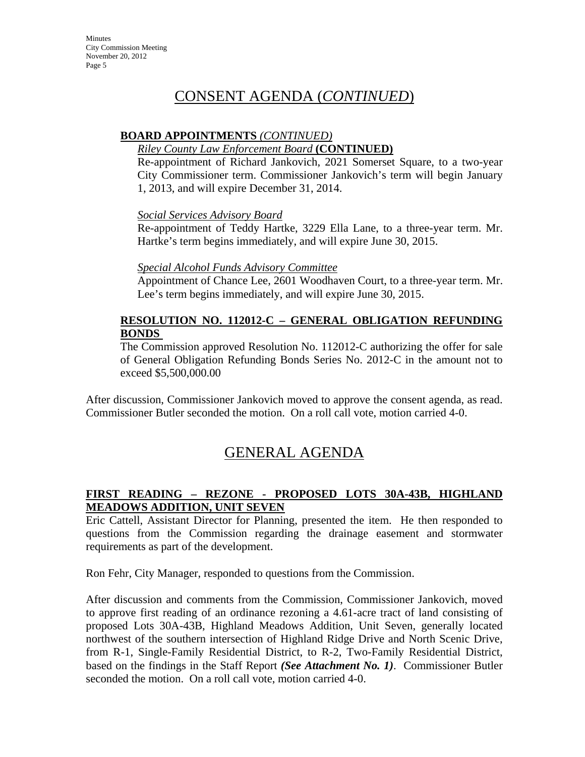# CONSENT AGENDA (*CONTINUED*)

**BOARD APPOINTMENTS** *(CONTINUED)*

*Riley County Law Enforcement Board* **(CONTINUED)**

Re-appointment of Richard Jankovich, 2021 Somerset Square, to a two-year City Commissioner term. Commissioner Jankovich's term will begin January 1, 2013, and will expire December 31, 2014.

*Social Services Advisory Board*

Re-appointment of Teddy Hartke, 3229 Ella Lane, to a three-year term. Mr. Hartke's term begins immediately, and will expire June 30, 2015.

*Special Alcohol Funds Advisory Committee*

Appointment of Chance Lee, 2601 Woodhaven Court, to a three-year term. Mr. Lee's term begins immediately, and will expire June 30, 2015.

**RESOLUTION NO. 112012-C – GENERAL OBLIGATION REFUNDING BONDS**

The Commission approved Resolution No. 112012-C authorizing the offer for sale of General Obligation Refunding Bonds Series No. 2012-C in the amount not to exceed $5,500,000.00

After discussion, Commissioner Jankovich moved to approve the consent agenda, as read. Commissioner Butler seconded the motion. On a roll call vote, motion carried 4-0.

# GENERAL AGENDA

**FIRST READING – REZONE - PROPOSED LOTS 30A-43B, HIGHLAND MEADOWS ADDITION, UNIT SEVEN**

Eric Cattell, Assistant Director for Planning, presented the item. He then responded to questions from the Commission regarding the drainage easement and stormwater requirements as part of the development.

Ron Fehr, City Manager, responded to questions from the Commission.

After discussion and comments from the Commission, Commissioner Jankovich, moved to approve first reading of an ordinance rezoning a 4.61-acre tract of land consisting of proposed Lots 30A-43B, Highland Meadows Addition, Unit Seven, generally located northwest of the southern intersection of Highland Ridge Drive and North Scenic Drive, from R-1, Single-Family Residential District, to R-2, Two-Family Residential District, based on the findings in the Staff Report ***(See Attachment No. 1)***. Commissioner Butler seconded the motion. On a roll call vote, motion carried 4-0.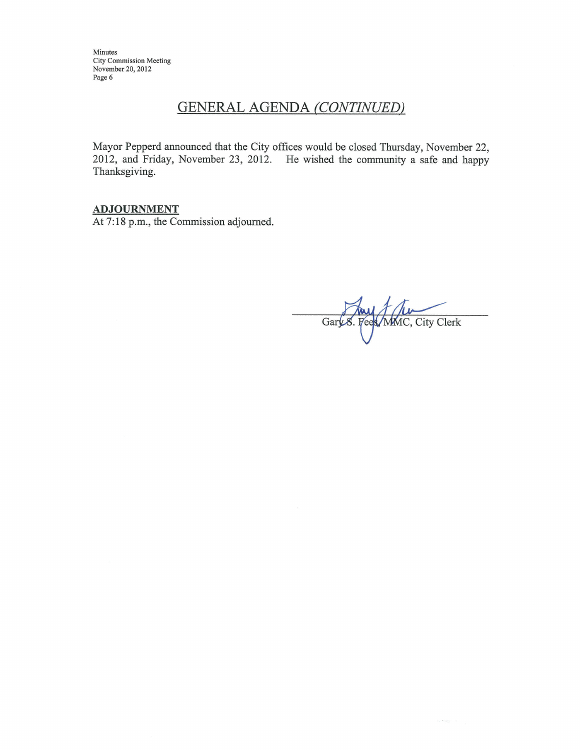## GENERAL AGENDA *(CONTINUED)*

Mayor Pepperd announced that the City offices would be closed Thursday, November 22, 2012, and Friday, November 23, 2012. He wished the community a safe and happy Thanksgiving.

**ADJOURNMENT**

At 7:18 p.m., the Commission adjourned.

Gary S. Fees, MMC, City Clerk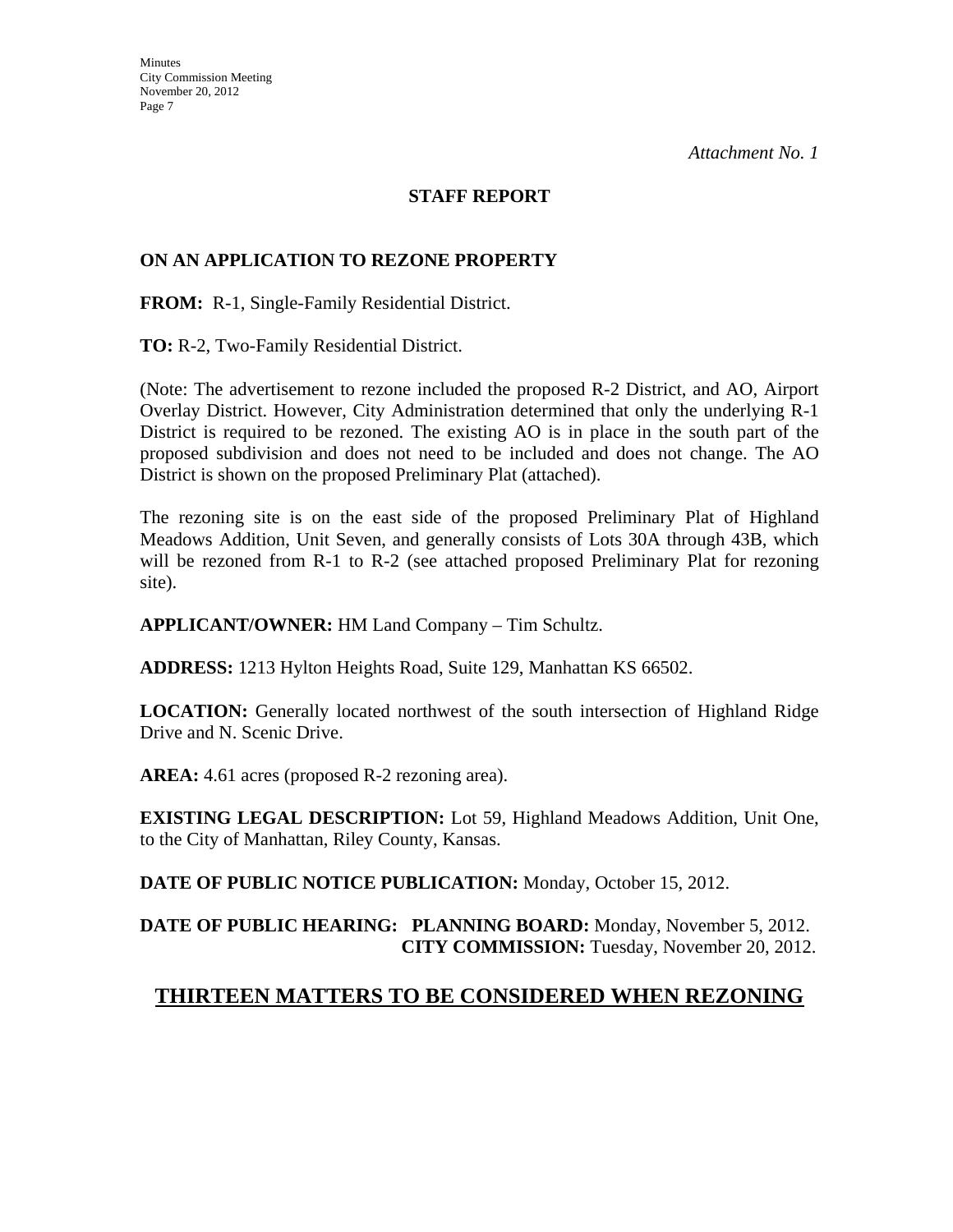*Attachment No. 1*

**STAFF REPORT**

**ON AN APPLICATION TO REZONE PROPERTY**

**FROM:** R-1, Single-Family Residential District.

**TO:** R-2, Two-Family Residential District.

(Note: The advertisement to rezone included the proposed R-2 District, and AO, Airport Overlay District. However, City Administration determined that only the underlying R-1 District is required to be rezoned. The existing AO is in place in the south part of the proposed subdivision and does not need to be included and does not change. The AO District is shown on the proposed Preliminary Plat (attached).

The rezoning site is on the east side of the proposed Preliminary Plat of Highland Meadows Addition, Unit Seven, and generally consists of Lots 30A through 43B, which will be rezoned from R-1 to R-2 (see attached proposed Preliminary Plat for rezoning site).

**APPLICANT/OWNER:** HM Land Company – Tim Schultz.

**ADDRESS:** 1213 Hylton Heights Road, Suite 129, Manhattan KS 66502.

**LOCATION:** Generally located northwest of the south intersection of Highland Ridge Drive and N. Scenic Drive.

**AREA:** 4.61 acres (proposed R-2 rezoning area).

**EXISTING LEGAL DESCRIPTION:** Lot 59, Highland Meadows Addition, Unit One, to the City of Manhattan, Riley County, Kansas.

**DATE OF PUBLIC NOTICE PUBLICATION:** Monday, October 15, 2012.

**DATE OF PUBLIC HEARING: PLANNING BOARD:** Monday, November 5, 2012.
**CITY COMMISSION:** Tuesday, November 20, 2012.

## THIRTEEN MATTERS TO BE CONSIDERED WHEN REZONING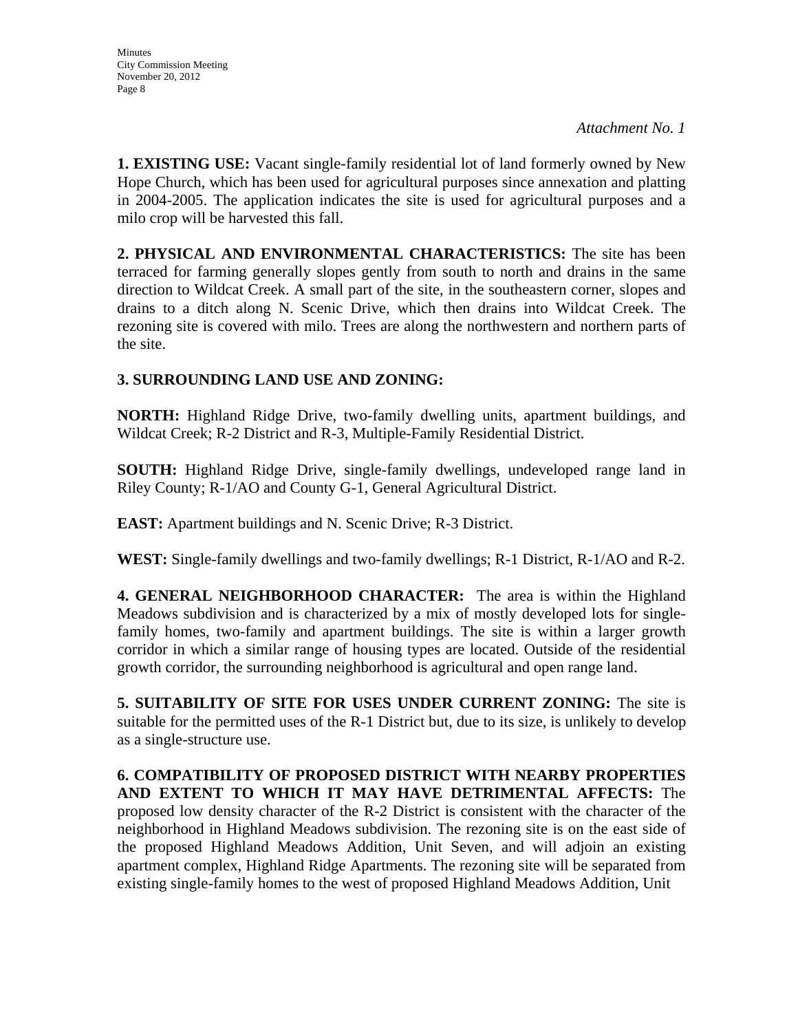*Attachment No. 1*

**1. EXISTING USE:** Vacant single-family residential lot of land formerly owned by New Hope Church, which has been used for agricultural purposes since annexation and platting in 2004-2005. The application indicates the site is used for agricultural purposes and a milo crop will be harvested this fall.

**2. PHYSICAL AND ENVIRONMENTAL CHARACTERISTICS:** The site has been terraced for farming generally slopes gently from south to north and drains in the same direction to Wildcat Creek. A small part of the site, in the southeastern corner, slopes and drains to a ditch along N. Scenic Drive, which then drains into Wildcat Creek. The rezoning site is covered with milo. Trees are along the northwestern and northern parts of the site.

**3. SURROUNDING LAND USE AND ZONING:**

**NORTH:** Highland Ridge Drive, two-family dwelling units, apartment buildings, and Wildcat Creek; R-2 District and R-3, Multiple-Family Residential District.

**SOUTH:** Highland Ridge Drive, single-family dwellings, undeveloped range land in Riley County; R-1/AO and County G-1, General Agricultural District.

**EAST:** Apartment buildings and N. Scenic Drive; R-3 District.

**WEST:** Single-family dwellings and two-family dwellings; R-1 District, R-1/AO and R-2.

**4. GENERAL NEIGHBORHOOD CHARACTER:** The area is within the Highland Meadows subdivision and is characterized by a mix of mostly developed lots for single-family homes, two-family and apartment buildings. The site is within a larger growth corridor in which a similar range of housing types are located. Outside of the residential growth corridor, the surrounding neighborhood is agricultural and open range land.

**5. SUITABILITY OF SITE FOR USES UNDER CURRENT ZONING:** The site is suitable for the permitted uses of the R-1 District but, due to its size, is unlikely to develop as a single-structure use.

**6. COMPATIBILITY OF PROPOSED DISTRICT WITH NEARBY PROPERTIES AND EXTENT TO WHICH IT MAY HAVE DETRIMENTAL AFFECTS:** The proposed low density character of the R-2 District is consistent with the character of the neighborhood in Highland Meadows subdivision. The rezoning site is on the east side of the proposed Highland Meadows Addition, Unit Seven, and will adjoin an existing apartment complex, Highland Ridge Apartments. The rezoning site will be separated from existing single-family homes to the west of proposed Highland Meadows Addition, Unit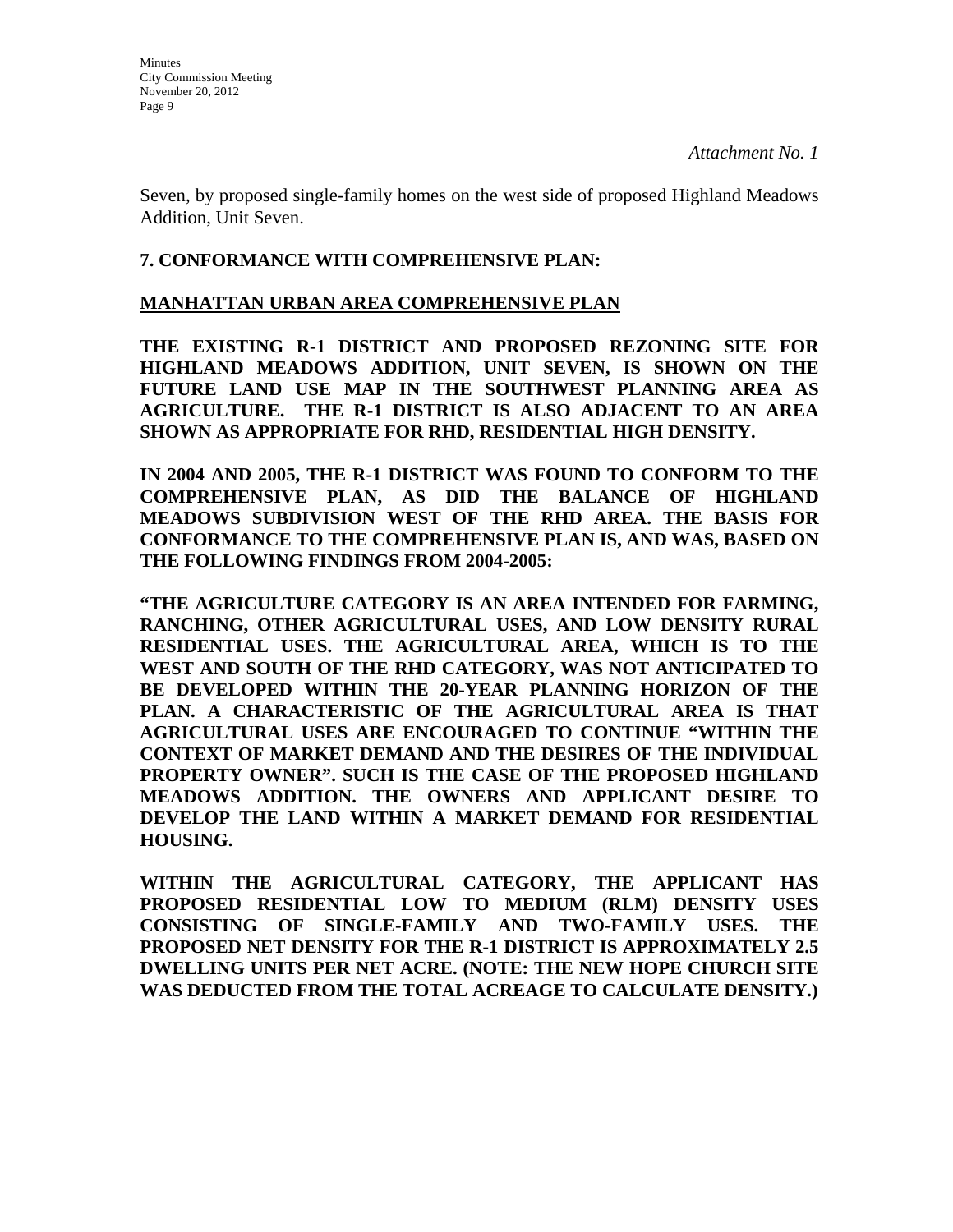*Attachment No. 1*

Seven, by proposed single-family homes on the west side of proposed Highland Meadows Addition, Unit Seven.

**7. CONFORMANCE WITH COMPREHENSIVE PLAN:**

**MANHATTAN URBAN AREA COMPREHENSIVE PLAN**

**THE EXISTING R-1 DISTRICT AND PROPOSED REZONING SITE FOR HIGHLAND MEADOWS ADDITION, UNIT SEVEN, IS SHOWN ON THE FUTURE LAND USE MAP IN THE SOUTHWEST PLANNING AREA AS AGRICULTURE. THE R-1 DISTRICT IS ALSO ADJACENT TO AN AREA SHOWN AS APPROPRIATE FOR RHD, RESIDENTIAL HIGH DENSITY.**

**IN 2004 AND 2005, THE R-1 DISTRICT WAS FOUND TO CONFORM TO THE COMPREHENSIVE PLAN, AS DID THE BALANCE OF HIGHLAND MEADOWS SUBDIVISION WEST OF THE RHD AREA. THE BASIS FOR CONFORMANCE TO THE COMPREHENSIVE PLAN IS, AND WAS, BASED ON THE FOLLOWING FINDINGS FROM 2004-2005:**

**"THE AGRICULTURE CATEGORY IS AN AREA INTENDED FOR FARMING, RANCHING, OTHER AGRICULTURAL USES, AND LOW DENSITY RURAL RESIDENTIAL USES. THE AGRICULTURAL AREA, WHICH IS TO THE WEST AND SOUTH OF THE RHD CATEGORY, WAS NOT ANTICIPATED TO BE DEVELOPED WITHIN THE 20-YEAR PLANNING HORIZON OF THE PLAN. A CHARACTERISTIC OF THE AGRICULTURAL AREA IS THAT AGRICULTURAL USES ARE ENCOURAGED TO CONTINUE "WITHIN THE CONTEXT OF MARKET DEMAND AND THE DESIRES OF THE INDIVIDUAL PROPERTY OWNER". SUCH IS THE CASE OF THE PROPOSED HIGHLAND MEADOWS ADDITION. THE OWNERS AND APPLICANT DESIRE TO DEVELOP THE LAND WITHIN A MARKET DEMAND FOR RESIDENTIAL HOUSING.**

**WITHIN THE AGRICULTURAL CATEGORY, THE APPLICANT HAS PROPOSED RESIDENTIAL LOW TO MEDIUM (RLM) DENSITY USES CONSISTING OF SINGLE-FAMILY AND TWO-FAMILY USES. THE PROPOSED NET DENSITY FOR THE R-1 DISTRICT IS APPROXIMATELY 2.5 DWELLING UNITS PER NET ACRE. (NOTE: THE NEW HOPE CHURCH SITE WAS DEDUCTED FROM THE TOTAL ACREAGE TO CALCULATE DENSITY.)**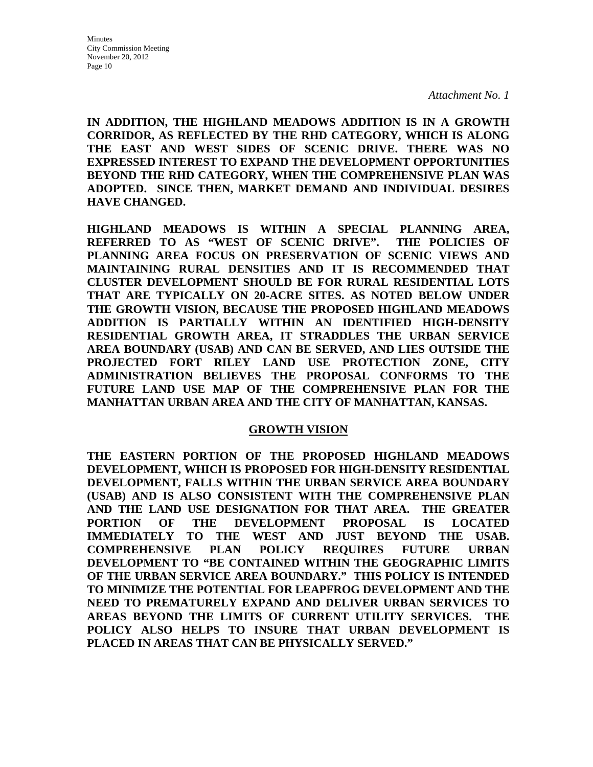*Attachment No. 1*

**IN ADDITION, THE HIGHLAND MEADOWS ADDITION IS IN A GROWTH CORRIDOR, AS REFLECTED BY THE RHD CATEGORY, WHICH IS ALONG THE EAST AND WEST SIDES OF SCENIC DRIVE. THERE WAS NO EXPRESSED INTEREST TO EXPAND THE DEVELOPMENT OPPORTUNITIES BEYOND THE RHD CATEGORY, WHEN THE COMPREHENSIVE PLAN WAS ADOPTED. SINCE THEN, MARKET DEMAND AND INDIVIDUAL DESIRES HAVE CHANGED.**

**HIGHLAND MEADOWS IS WITHIN A SPECIAL PLANNING AREA, REFERRED TO AS "WEST OF SCENIC DRIVE". THE POLICIES OF PLANNING AREA FOCUS ON PRESERVATION OF SCENIC VIEWS AND MAINTAINING RURAL DENSITIES AND IT IS RECOMMENDED THAT CLUSTER DEVELOPMENT SHOULD BE FOR RURAL RESIDENTIAL LOTS THAT ARE TYPICALLY ON 20-ACRE SITES. AS NOTED BELOW UNDER THE GROWTH VISION, BECAUSE THE PROPOSED HIGHLAND MEADOWS ADDITION IS PARTIALLY WITHIN AN IDENTIFIED HIGH-DENSITY RESIDENTIAL GROWTH AREA, IT STRADDLES THE URBAN SERVICE AREA BOUNDARY (USAB) AND CAN BE SERVED, AND LIES OUTSIDE THE PROJECTED FORT RILEY LAND USE PROTECTION ZONE, CITY ADMINISTRATION BELIEVES THE PROPOSAL CONFORMS TO THE FUTURE LAND USE MAP OF THE COMPREHENSIVE PLAN FOR THE MANHATTAN URBAN AREA AND THE CITY OF MANHATTAN, KANSAS.**

## GROWTH VISION

**THE EASTERN PORTION OF THE PROPOSED HIGHLAND MEADOWS DEVELOPMENT, WHICH IS PROPOSED FOR HIGH-DENSITY RESIDENTIAL DEVELOPMENT, FALLS WITHIN THE URBAN SERVICE AREA BOUNDARY (USAB) AND IS ALSO CONSISTENT WITH THE COMPREHENSIVE PLAN AND THE LAND USE DESIGNATION FOR THAT AREA. THE GREATER PORTION OF THE DEVELOPMENT PROPOSAL IS LOCATED IMMEDIATELY TO THE WEST AND JUST BEYOND THE USAB. COMPREHENSIVE PLAN POLICY REQUIRES FUTURE URBAN DEVELOPMENT TO "BE CONTAINED WITHIN THE GEOGRAPHIC LIMITS OF THE URBAN SERVICE AREA BOUNDARY." THIS POLICY IS INTENDED TO MINIMIZE THE POTENTIAL FOR LEAPFROG DEVELOPMENT AND THE NEED TO PREMATURELY EXPAND AND DELIVER URBAN SERVICES TO AREAS BEYOND THE LIMITS OF CURRENT UTILITY SERVICES. THE POLICY ALSO HELPS TO INSURE THAT URBAN DEVELOPMENT IS PLACED IN AREAS THAT CAN BE PHYSICALLY SERVED."**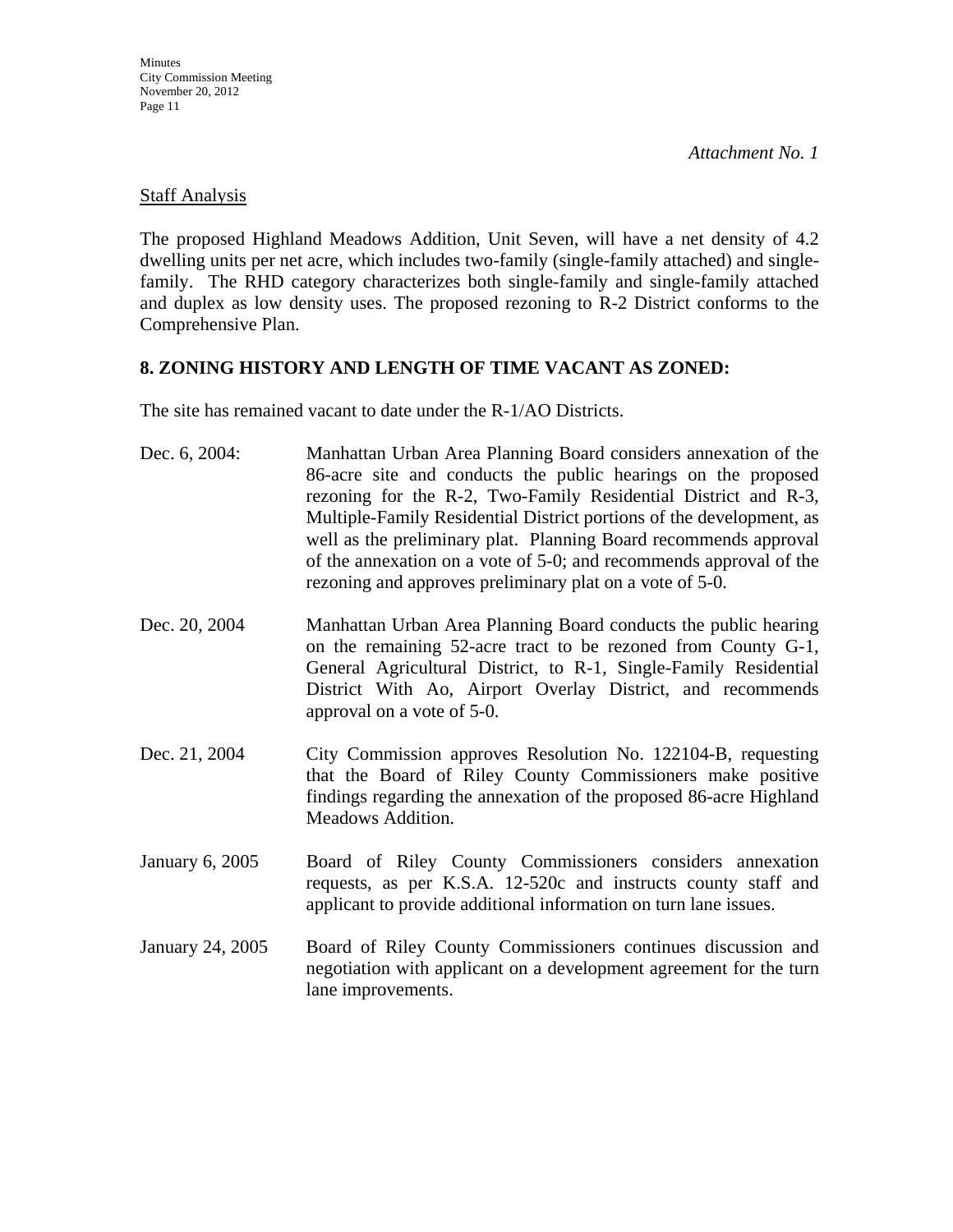*Attachment No. 1*

<u>Staff Analysis</u>

The proposed Highland Meadows Addition, Unit Seven, will have a net density of 4.2 dwelling units per net acre, which includes two-family (single-family attached) and single-family. The RHD category characterizes both single-family and single-family attached and duplex as low density uses. The proposed rezoning to R-2 District conforms to the Comprehensive Plan.

**8. ZONING HISTORY AND LENGTH OF TIME VACANT AS ZONED:**

The site has remained vacant to date under the R-1/AO Districts.

Dec. 6, 2004: Manhattan Urban Area Planning Board considers annexation of the 86-acre site and conducts the public hearings on the proposed rezoning for the R-2, Two-Family Residential District and R-3, Multiple-Family Residential District portions of the development, as well as the preliminary plat. Planning Board recommends approval of the annexation on a vote of 5-0; and recommends approval of the rezoning and approves preliminary plat on a vote of 5-0.

Dec. 20, 2004 Manhattan Urban Area Planning Board conducts the public hearing on the remaining 52-acre tract to be rezoned from County G-1, General Agricultural District, to R-1, Single-Family Residential District With Ao, Airport Overlay District, and recommends approval on a vote of 5-0.

Dec. 21, 2004 City Commission approves Resolution No. 122104-B, requesting that the Board of Riley County Commissioners make positive findings regarding the annexation of the proposed 86-acre Highland Meadows Addition.

January 6, 2005 Board of Riley County Commissioners considers annexation requests, as per K.S.A. 12-520c and instructs county staff and applicant to provide additional information on turn lane issues.

January 24, 2005 Board of Riley County Commissioners continues discussion and negotiation with applicant on a development agreement for the turn lane improvements.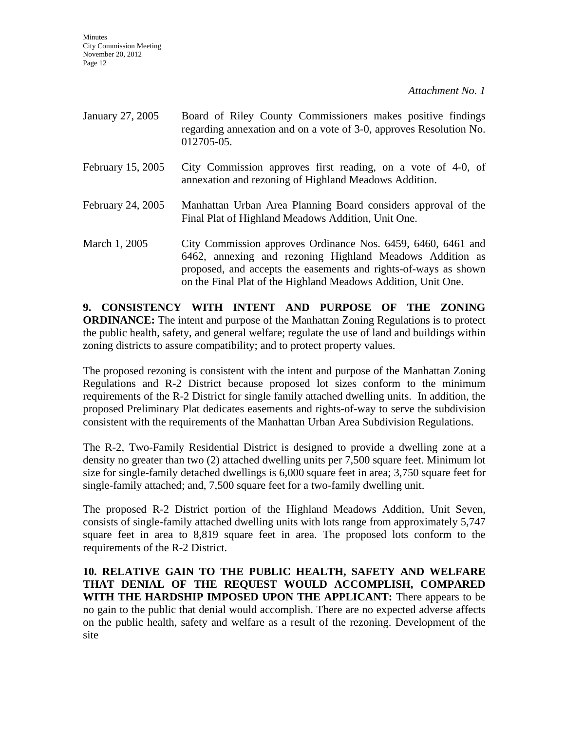*Attachment No. 1*

| | |
|---|---|
| January 27, 2005 | Board of Riley County Commissioners makes positive findings regarding annexation and on a vote of 3-0, approves Resolution No. 012705-05. |
| February 15, 2005 | City Commission approves first reading, on a vote of 4-0, of annexation and rezoning of Highland Meadows Addition. |
| February 24, 2005 | Manhattan Urban Area Planning Board considers approval of the Final Plat of Highland Meadows Addition, Unit One. |
| March 1, 2005 | City Commission approves Ordinance Nos. 6459, 6460, 6461 and 6462, annexing and rezoning Highland Meadows Addition as proposed, and accepts the easements and rights-of-ways as shown on the Final Plat of the Highland Meadows Addition, Unit One. |

**9. CONSISTENCY WITH INTENT AND PURPOSE OF THE ZONING ORDINANCE:** The intent and purpose of the Manhattan Zoning Regulations is to protect the public health, safety, and general welfare; regulate the use of land and buildings within zoning districts to assure compatibility; and to protect property values.

The proposed rezoning is consistent with the intent and purpose of the Manhattan Zoning Regulations and R-2 District because proposed lot sizes conform to the minimum requirements of the R-2 District for single family attached dwelling units. In addition, the proposed Preliminary Plat dedicates easements and rights-of-way to serve the subdivision consistent with the requirements of the Manhattan Urban Area Subdivision Regulations.

The R-2, Two-Family Residential District is designed to provide a dwelling zone at a density no greater than two (2) attached dwelling units per 7,500 square feet. Minimum lot size for single-family detached dwellings is 6,000 square feet in area; 3,750 square feet for single-family attached; and, 7,500 square feet for a two-family dwelling unit.

The proposed R-2 District portion of the Highland Meadows Addition, Unit Seven, consists of single-family attached dwelling units with lots range from approximately 5,747 square feet in area to 8,819 square feet in area. The proposed lots conform to the requirements of the R-2 District.

**10. RELATIVE GAIN TO THE PUBLIC HEALTH, SAFETY AND WELFARE THAT DENIAL OF THE REQUEST WOULD ACCOMPLISH, COMPARED WITH THE HARDSHIP IMPOSED UPON THE APPLICANT:** There appears to be no gain to the public that denial would accomplish. There are no expected adverse affects on the public health, safety and welfare as a result of the rezoning. Development of the site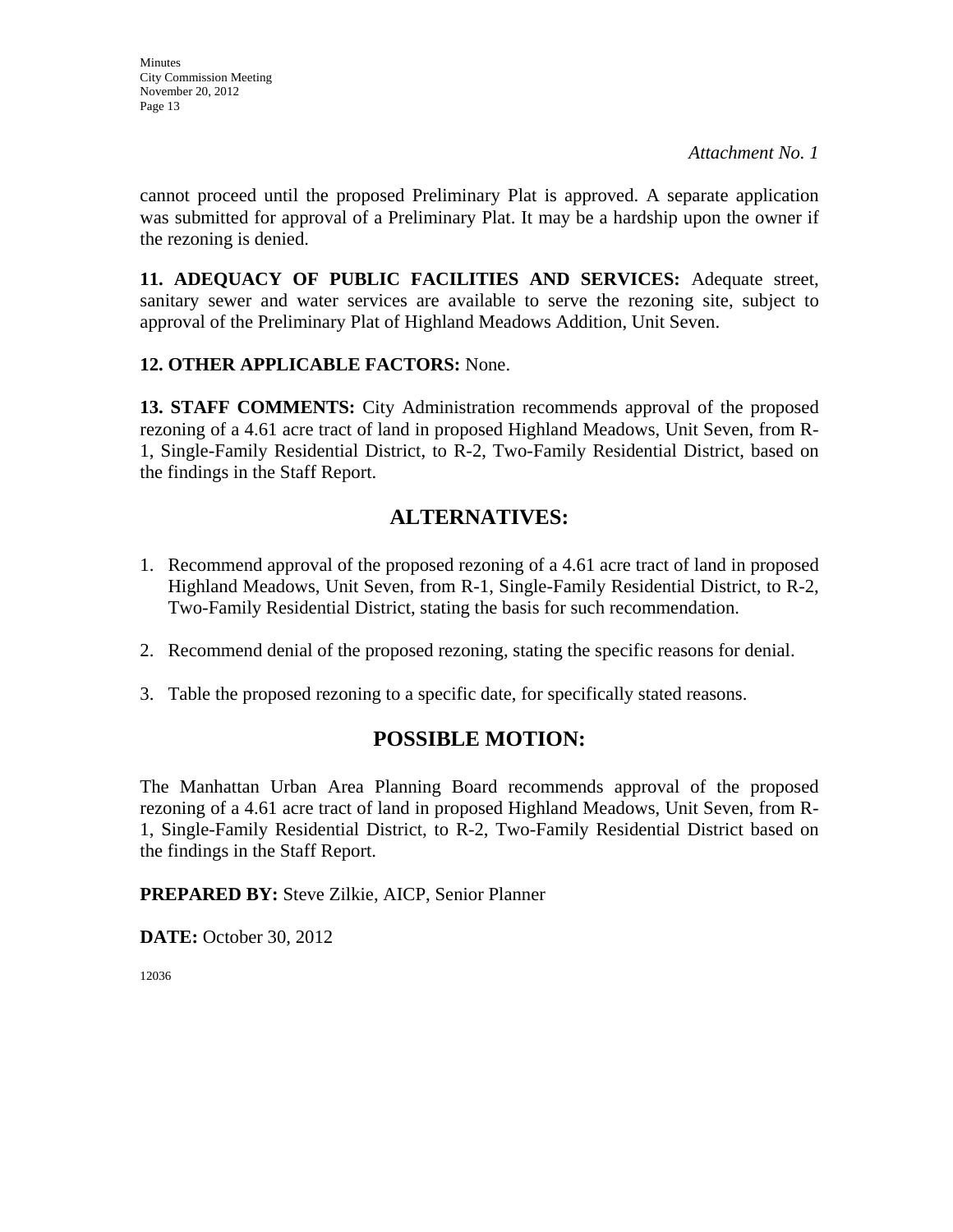*Attachment No. 1*

cannot proceed until the proposed Preliminary Plat is approved. A separate application was submitted for approval of a Preliminary Plat. It may be a hardship upon the owner if the rezoning is denied.

**11. ADEQUACY OF PUBLIC FACILITIES AND SERVICES:** Adequate street, sanitary sewer and water services are available to serve the rezoning site, subject to approval of the Preliminary Plat of Highland Meadows Addition, Unit Seven.

**12. OTHER APPLICABLE FACTORS:** None.

**13. STAFF COMMENTS:** City Administration recommends approval of the proposed rezoning of a 4.61 acre tract of land in proposed Highland Meadows, Unit Seven, from R-1, Single-Family Residential District, to R-2, Two-Family Residential District, based on the findings in the Staff Report.

## ALTERNATIVES:

1. Recommend approval of the proposed rezoning of a 4.61 acre tract of land in proposed Highland Meadows, Unit Seven, from R-1, Single-Family Residential District, to R-2, Two-Family Residential District, stating the basis for such recommendation.

2. Recommend denial of the proposed rezoning, stating the specific reasons for denial.

3. Table the proposed rezoning to a specific date, for specifically stated reasons.

## POSSIBLE MOTION:

The Manhattan Urban Area Planning Board recommends approval of the proposed rezoning of a 4.61 acre tract of land in proposed Highland Meadows, Unit Seven, from R-1, Single-Family Residential District, to R-2, Two-Family Residential District based on the findings in the Staff Report.

**PREPARED BY:** Steve Zilkie, AICP, Senior Planner

**DATE:** October 30, 2012

12036